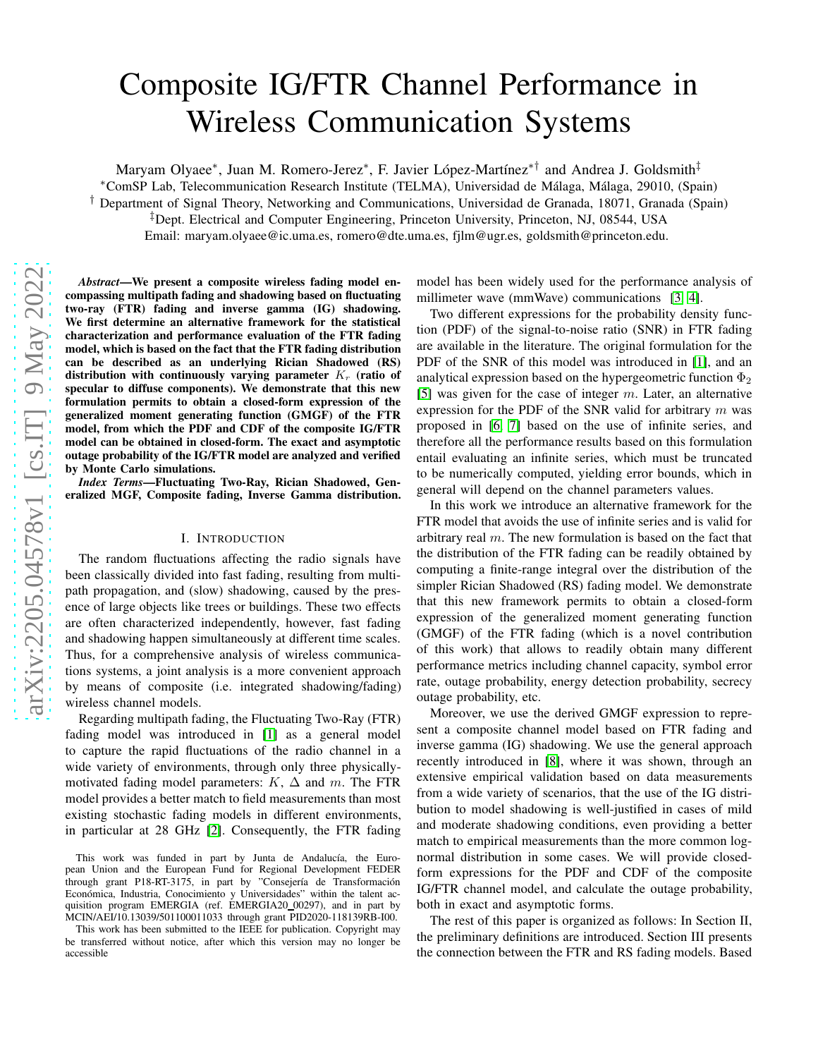# Composite IG/FTR Channel Performance in Wireless Communication Systems

Maryam Olyaee*, Juan M. Romero-Jerez*, F. Javier López-Martínez*† and Andrea J. Goldsmith‡

*ComSP Lab, Telecommunication Research Institute (TELMA), Universidad de Málaga, Málaga, 29010, (Spain)

† Department of Signal Theory, Networking and Communications, Universidad de Granada, 18071, Granada (Spain)

‡Dept. Electrical and Computer Engineering, Princeton University, Princeton, NJ, 08544, USA

Email: maryam.olyaee@ic.uma.es, romero@dte.uma.es, fjlm@ugr.es, goldsmith@princeton.edu.

***Abstract*—We present a composite wireless fading model encompassing multipath fading and shadowing based on fluctuating two-ray (FTR) fading and inverse gamma (IG) shadowing. We first determine an alternative framework for the statistical characterization and performance evaluation of the FTR fading model, which is based on the fact that the FTR fading distribution can be described as an underlying Rician Shadowed (RS) distribution with continuously varying parameter $K_r$ (ratio of specular to diffuse components). We demonstrate that this new formulation permits to obtain a closed-form expression of the generalized moment generating function (GMGF) of the FTR model, from which the PDF and CDF of the composite IG/FTR model can be obtained in closed-form. The exact and asymptotic outage probability of the IG/FTR model are analyzed and verified by Monte Carlo simulations.**

***Index Terms*—Fluctuating Two-Ray, Rician Shadowed, Generalized MGF, Composite fading, Inverse Gamma distribution.**

## I. Introduction

The random fluctuations affecting the radio signals have been classically divided into fast fading, resulting from multipath propagation, and (slow) shadowing, caused by the presence of large objects like trees or buildings. These two effects are often characterized independently, however, fast fading and shadowing happen simultaneously at different time scales. Thus, for a comprehensive analysis of wireless communications systems, a joint analysis is a more convenient approach by means of composite (i.e. integrated shadowing/fading) wireless channel models.

Regarding multipath fading, the Fluctuating Two-Ray (FTR) fading model was introduced in [1] as a general model to capture the rapid fluctuations of the radio channel in a wide variety of environments, through only three physically-motivated fading model parameters: $K$, $\Delta$ and $m$. The FTR model provides a better match to field measurements than most existing stochastic fading models in different environments, in particular at 28 GHz [2]. Consequently, the FTR fading model has been widely used for the performance analysis of millimeter wave (mmWave) communications [3, 4].

Two different expressions for the probability density function (PDF) of the signal-to-noise ratio (SNR) in FTR fading are available in the literature. The original formulation for the PDF of the SNR of this model was introduced in [1], and an analytical expression based on the hypergeometric function $\Phi_2$ [5] was given for the case of integer $m$. Later, an alternative expression for the PDF of the SNR valid for arbitrary $m$ was proposed in [6, 7] based on the use of infinite series, and therefore all the performance results based on this formulation entail evaluating an infinite series, which must be truncated to be numerically computed, yielding error bounds, which in general will depend on the channel parameters values.

In this work we introduce an alternative framework for the FTR model that avoids the use of infinite series and is valid for arbitrary real $m$. The new formulation is based on the fact that the distribution of the FTR fading can be readily obtained by computing a finite-range integral over the distribution of the simpler Rician Shadowed (RS) fading model. We demonstrate that this new framework permits to obtain a closed-form expression of the generalized moment generating function (GMGF) of the FTR fading (which is a novel contribution of this work) that allows to readily obtain many different performance metrics including channel capacity, symbol error rate, outage probability, energy detection probability, secrecy outage probability, etc.

Moreover, we use the derived GMGF expression to represent a composite channel model based on FTR fading and inverse gamma (IG) shadowing. We use the general approach recently introduced in [8], where it was shown, through an extensive empirical validation based on data measurements from a wide variety of scenarios, that the use of the IG distribution to model shadowing is well-justified in cases of mild and moderate shadowing conditions, even providing a better match to empirical measurements than the more common log-normal distribution in some cases. We will provide closed-form expressions for the PDF and CDF of the composite IG/FTR channel model, and calculate the outage probability, both in exact and asymptotic forms.

The rest of this paper is organized as follows: In Section II, the preliminary definitions are introduced. Section III presents the connection between the FTR and RS fading models. Based

---

This work was funded in part by Junta de Andalucía, the European Union and the European Fund for Regional Development FEDER through grant P18-RT-3175, in part by "Consejería de Transformación Económica, Industria, Conocimiento y Universidades" within the talent acquisition program EMERGIA (ref. EMERGIA20_00297), and in part by MCIN/AEI/10.13039/501100011033 through grant PID2020-118139RB-I00.

This work has been submitted to the IEEE for publication. Copyright may be transferred without notice, after which this version may no longer be accessible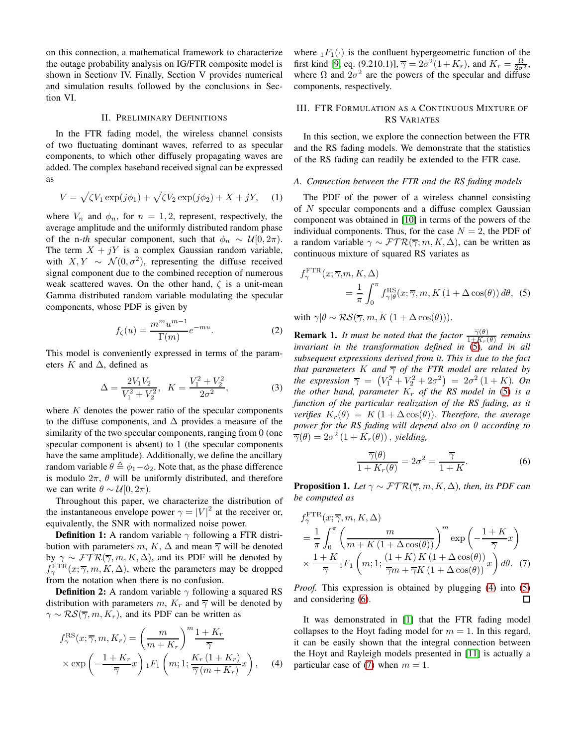on this connection, a mathematical framework to characterize the outage probability analysis on IG/FTR composite model is shown in Sectionv IV. Finally, Section V provides numerical and simulation results followed by the conclusions in Section VI.

## II. Preliminary Definitions

In the FTR fading model, the wireless channel consists of two fluctuating dominant waves, referred to as specular components, to which other diffusely propagating waves are added. The complex baseband received signal can be expressed as

$$V = \sqrt{\zeta} V_1 \exp(j\phi_1) + \sqrt{\zeta} V_2 \exp(j\phi_2) + X + jY, \quad (1)$$

where $V_n$ and $\phi_n$, for $n = 1, 2$, represent, respectively, the average amplitude and the uniformly distributed random phase of the n-*th* specular component, such that $\phi_n \sim \mathcal{U}[0, 2\pi)$. The term $X + jY$ is a complex Gaussian random variable, with $X, Y \sim \mathcal{N}(0, \sigma^2)$, representing the diffuse received signal component due to the combined reception of numerous weak scattered waves. On the other hand, $\zeta$ is a unit-mean Gamma distributed random variable modulating the specular components, whose PDF is given by

$$f_\zeta(u) = \frac{m^m u^{m-1}}{\Gamma(m)} e^{-mu}. \quad (2)$$

This model is conveniently expressed in terms of the parameters $K$ and $\Delta$, defined as

$$\Delta = \frac{2V_1 V_2}{V_1^2 + V_2^2}, \quad K = \frac{V_1^2 + V_2^2}{2\sigma^2}, \quad (3)$$

where $K$ denotes the power ratio of the specular components to the diffuse components, and $\Delta$ provides a measure of the similarity of the two specular components, ranging from 0 (one specular component is absent) to 1 (the specular components have the same amplitude). Additionally, we define the ancillary random variable $\theta \triangleq \phi_1 - \phi_2$. Note that, as the phase difference is modulo $2\pi$, $\theta$ will be uniformly distributed, and therefore we can write $\theta \sim \mathcal{U}[0, 2\pi)$.

Throughout this paper, we characterize the distribution of the instantaneous envelope power $\gamma = |V|^2$ at the receiver or, equivalently, the SNR with normalized noise power.

**Definition 1:** A random variable $\gamma$ following a FTR distribution with parameters $m$, $K$, $\Delta$ and mean $\overline{\gamma}$ will be denoted by $\gamma \sim \mathcal{FTR}(\overline{\gamma}, m, K, \Delta)$, and its PDF will be denoted by $f_\gamma^{\rm FTR}(x; \overline{\gamma}, m, K, \Delta)$, where the parameters may be dropped from the notation when there is no confusion.

**Definition 2:** A random variable $\gamma$ following a squared RS distribution with parameters $m$, $K_r$ and $\overline{\gamma}$ will be denoted by $\gamma \sim \mathcal{RS}(\overline{\gamma}, m, K_r)$, and its PDF can be written as

$$f_\gamma^{\rm RS}(x; \overline{\gamma}, m, K_r) = \left(\frac{m}{m + K_r}\right)^m \frac{1 + K_r}{\overline{\gamma}} \times \exp\left(-\frac{1 + K_r}{\overline{\gamma}} x\right) {}_1F_1\left(m; 1; \frac{K_r(1 + K_r)}{\overline{\gamma}(m + K_r)} x\right), \quad (4)$$

where ${}_1F_1(\cdot)$ is the confluent hypergeometric function of the first kind [9, eq. (9.210.1)], $\overline{\gamma} = 2\sigma^2(1 + K_r)$, and $K_r = \frac{\Omega}{2\sigma^2}$, where $\Omega$ and $2\sigma^2$ are the powers of the specular and diffuse components, respectively.

## III. FTR Formulation as a Continuous Mixture of RS Variates

In this section, we explore the connection between the FTR and the RS fading models. We demonstrate that the statistics of the RS fading can readily be extended to the FTR case.

### A. Connection between the FTR and the RS fading models

The PDF of the power of a wireless channel consisting of $N$ specular components and a diffuse complex Gaussian component was obtained in [10] in terms of the powers of the individual components. Thus, for the case $N = 2$, the PDF of a random variable $\gamma \sim \mathcal{FTR}(\overline{\gamma}; m, K, \Delta)$, can be written as continuous mixture of squared RS variates as

$$f_\gamma^{\rm FTR}(x; \overline{\gamma}, m, K, \Delta) = \frac{1}{\pi} \int_0^\pi f_{\gamma|\theta}^{\rm RS}(x; \overline{\gamma}, m, K(1 + \Delta\cos(\theta)))\, d\theta, \quad (5)$$

with $\gamma|\theta \sim \mathcal{RS}(\overline{\gamma}, m, K(1 + \Delta\cos(\theta)))$.

**Remark 1.** *It must be noted that the factor $\frac{\overline{\gamma}(\theta)}{1 + K_r(\theta)}$ remains invariant in the transformation defined in (5), and in all subsequent expressions derived from it. This is due to the fact that parameters $K$ and $\overline{\gamma}$ of the FTR model are related by the expression $\overline{\gamma} = (V_1^2 + V_2^2 + 2\sigma^2) = 2\sigma^2(1 + K)$. On the other hand, parameter $K_r$ of the RS model in (5) is a function of the particular realization of the RS fading, as it verifies $K_r(\theta) = K(1 + \Delta\cos(\theta))$. Therefore, the average power for the RS fading will depend also on $\theta$ according to $\overline{\gamma}(\theta) = 2\sigma^2(1 + K_r(\theta))$, yielding,*

$$\frac{\overline{\gamma}(\theta)}{1 + K_r(\theta)} = 2\sigma^2 = \frac{\overline{\gamma}}{1 + K}. \quad (6)$$

**Proposition 1.** *Let $\gamma \sim \mathcal{FTR}(\overline{\gamma}, m, K, \Delta)$, then, its PDF can be computed as*

$$\begin{aligned} & f_\gamma^{\rm FTR}(x; \overline{\gamma}, m, K, \Delta) \\ &= \frac{1}{\pi} \int_0^\pi \left(\frac{m}{m + K(1 + \Delta\cos(\theta))}\right)^m \exp\left(-\frac{1 + K}{\overline{\gamma}} x\right) \\ &\times \frac{1 + K}{\overline{\gamma}} {}_1F_1\left(m; 1; \frac{(1 + K)K(1 + \Delta\cos(\theta))}{\overline{\gamma} m + \overline{\gamma} K(1 + \Delta\cos(\theta))} x\right) d\theta. \quad (7) \end{aligned}$$

*Proof.* This expression is obtained by plugging (4) into (5) and considering (6). □

It was demonstrated in [1] that the FTR fading model collapses to the Hoyt fading model for $m = 1$. In this regard, it can be easily shown that the integral connection between the Hoyt and Rayleigh models presented in [11] is actually a particular case of (7) when $m = 1$.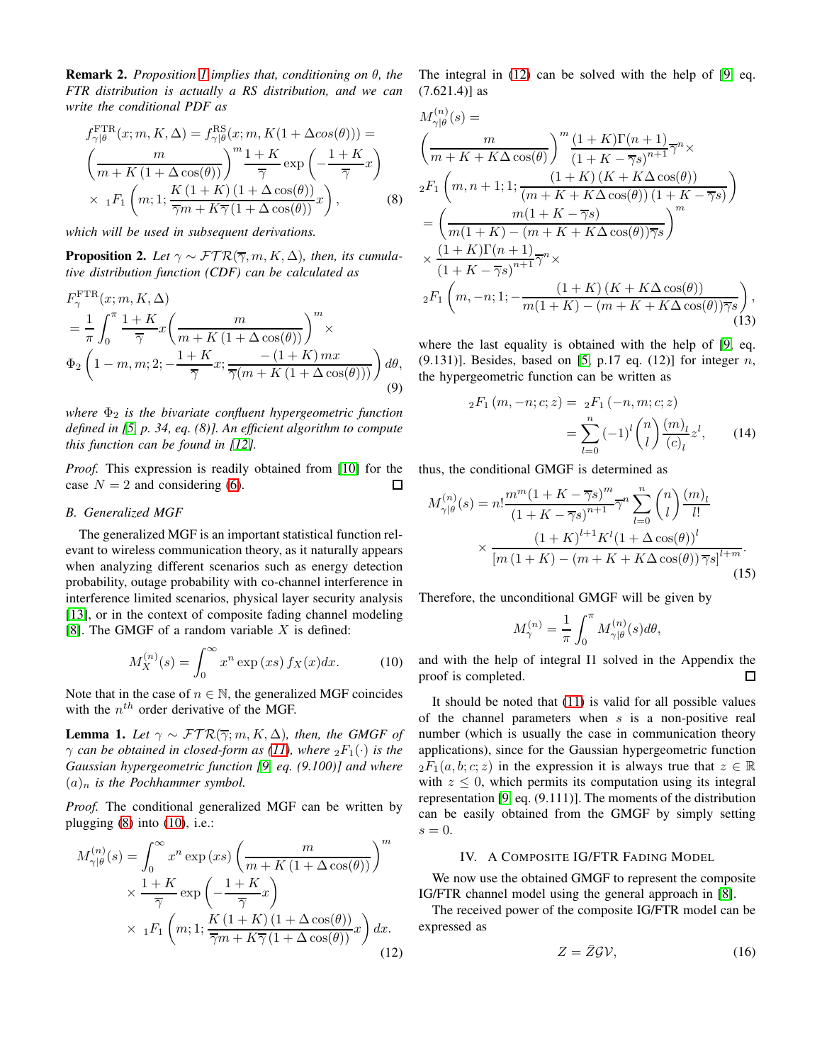**Remark 2.** *Proposition 1 implies that, conditioning on $\theta$, the FTR distribution is actually a RS distribution, and we can write the conditional PDF as*

$$
\begin{aligned}
&f_{\gamma|\theta}^{\rm FTR}(x;m,K,\Delta) = f_{\gamma|\theta}^{\rm RS}(x;m,K(1+\Delta cos(\theta))) = \\
&\left(\frac{m}{m+K\left(1+\Delta\cos(\theta)\right)}\right)^m \frac{1+K}{\overline{\gamma}}\exp\left(-\frac{1+K}{\overline{\gamma}}x\right) \\
&\times\ {}_1F_1\left(m;1;\frac{K\left(1+K\right)\left(1+\Delta\cos(\theta)\right)}{\overline{\gamma}m+K\overline{\gamma}\left(1+\Delta\cos(\theta)\right)}x\right),
\end{aligned}
\tag{8}
$$

*which will be used in subsequent derivations.*

**Proposition 2.** *Let $\gamma \sim \mathcal{FTR}(\overline{\gamma},m,K,\Delta)$, then, its cumulative distribution function (CDF) can be calculated as*

$$
\begin{aligned}
&F_{\gamma}^{\rm FTR}(x;m,K,\Delta) \\
&= \frac{1}{\pi}\int_0^{\pi}\frac{1+K}{\overline{\gamma}}x\left(\frac{m}{m+K\left(1+\Delta\cos(\theta)\right)}\right)^m \times \\
&\Phi_2\left(1-m,m;2;-\frac{1+K}{\overline{\gamma}}x;\frac{-\left(1+K\right)mx}{\overline{\gamma}(m+K\left(1+\Delta\cos(\theta)\right))}\right)d\theta,
\end{aligned}
\tag{9}
$$

*where $\Phi_2$ is the bivariate confluent hypergeometric function defined in [5, p. 34, eq. (8)]. An efficient algorithm to compute this function can be found in [12].*

*Proof.* This expression is readily obtained from [10] for the case $N=2$ and considering (6). ☐

### B. Generalized MGF

The generalized MGF is an important statistical function relevant to wireless communication theory, as it naturally appears when analyzing different scenarios such as energy detection probability, outage probability with co-channel interference in interference limited scenarios, physical layer security analysis [13], or in the context of composite fading channel modeling [8]. The GMGF of a random variable $X$ is defined:

$$
M_X^{(n)}(s) = \int_0^{\infty} x^n \exp\left(xs\right) f_X(x) dx. \tag{10}
$$

Note that in the case of $n \in \mathbb{N}$, the generalized MGF coincides with the $n^{th}$ order derivative of the MGF.

**Lemma 1.** *Let $\gamma \sim \mathcal{FTR}(\overline{\gamma};m,K,\Delta)$, then, the GMGF of $\gamma$ can be obtained in closed-form as (11), where ${}_2F_1(\cdot)$ is the Gaussian hypergeometric function [9, eq. (9.100)] and where $(a)_n$ is the Pochhammer symbol.*

*Proof.* The conditional generalized MGF can be written by plugging (8) into (10), i.e.:

$$
\begin{aligned}
M_{\gamma|\theta}^{(n)}(s) =& \int_0^{\infty} x^n\exp\left(xs\right)\left(\frac{m}{m+K\left(1+\Delta\cos(\theta)\right)}\right)^m \\
&\times\frac{1+K}{\overline{\gamma}}\exp\left(-\frac{1+K}{\overline{\gamma}}x\right) \\
&\times\ {}_1F_1\left(m;1;\frac{K\left(1+K\right)\left(1+\Delta\cos(\theta)\right)}{\overline{\gamma}m+K\overline{\gamma}\left(1+\Delta\cos(\theta)\right)}x\right)dx.
\end{aligned}
\tag{12}
$$

The integral in (12) can be solved with the help of [9, eq. (7.621.4)] as

$$
\begin{aligned}
&M_{\gamma|\theta}^{(n)}(s) = \\
&\left(\frac{m}{m+K+K\Delta\cos(\theta)}\right)^m\frac{(1+K)\Gamma(n+1)}{(1+K-\overline{\gamma}s)^{n+1}}\overline{\gamma}^n\times \\
&{}_2F_1\left(m,n+1;1;\frac{(1+K)\left(K+K\Delta\cos(\theta)\right)}{(m+K+K\Delta\cos(\theta))\left(1+K-\overline{\gamma}s\right)}\right) \\
&=\left(\frac{m(1+K-\overline{\gamma}s)}{m(1+K)-(m+K+K\Delta\cos(\theta))\overline{\gamma}s}\right)^m \\
&\times\frac{(1+K)\Gamma(n+1)}{(1+K-\overline{\gamma}s)^{n+1}}\overline{\gamma}^n\times \\
&{}_2F_1\left(m,-n;1;-\frac{(1+K)\left(K+K\Delta\cos(\theta)\right)}{m(1+K)-(m+K+K\Delta\cos(\theta))\overline{\gamma}s}\right),
\end{aligned}
\tag{13}
$$

where the last equality is obtained with the help of [9, eq. (9.131)]. Besides, based on [5, p.17 eq. (12)] for integer $n$, the hypergeometric function can be written as

$$
\begin{aligned}
{}_2F_1\left(m,-n;c;z\right) =&\ {}_2F_1\left(-n,m;c;z\right) \\
=& \sum_{l=0}^{n}(-1)^l\binom{n}{l}\frac{(m)_l}{(c)_l}z^l,
\end{aligned}
\tag{14}
$$

thus, the conditional GMGF is determined as

$$
\begin{aligned}
M_{\gamma|\theta}^{(n)}(s) =&\ n!\frac{m^m(1+K-\overline{\gamma}s)^m}{(1+K-\overline{\gamma}s)^{n+1}}\overline{\gamma}^n\sum_{l=0}^{n}\binom{n}{l}\frac{(m)_l}{l!} \\
&\times\frac{(1+K)^{l+1}K^l(1+\Delta\cos(\theta))^l}{\left[m\left(1+K\right)-(m+K+K\Delta\cos(\theta))\,\overline{\gamma}s\right]^{l+m}}.
\end{aligned}
\tag{15}
$$

Therefore, the unconditional GMGF will be given by

$$
M_{\gamma}^{(n)} = \frac{1}{\pi}\int_0^{\pi}M_{\gamma|\theta}^{(n)}(s)d\theta,
$$

and with the help of integral I1 solved in the Appendix the proof is completed. ☐

It should be noted that (11) is valid for all possible values of the channel parameters when $s$ is a non-positive real number (which is usually the case in communication theory applications), since for the Gaussian hypergeometric function ${}_2F_1(a,b;c;z)$ in the expression it is always true that $z \in \mathbb{R}$ with $z \leq 0$, which permits its computation using its integral representation [9, eq. (9.111)]. The moments of the distribution can be easily obtained from the GMGF by simply setting $s=0$.

## IV. A Composite IG/FTR Fading Model

We now use the obtained GMGF to represent the composite IG/FTR channel model using the general approach in [8].

The received power of the composite IG/FTR model can be expressed as

$$
Z = \bar{Z}\mathcal{G}\mathcal{V}, \tag{16}
$$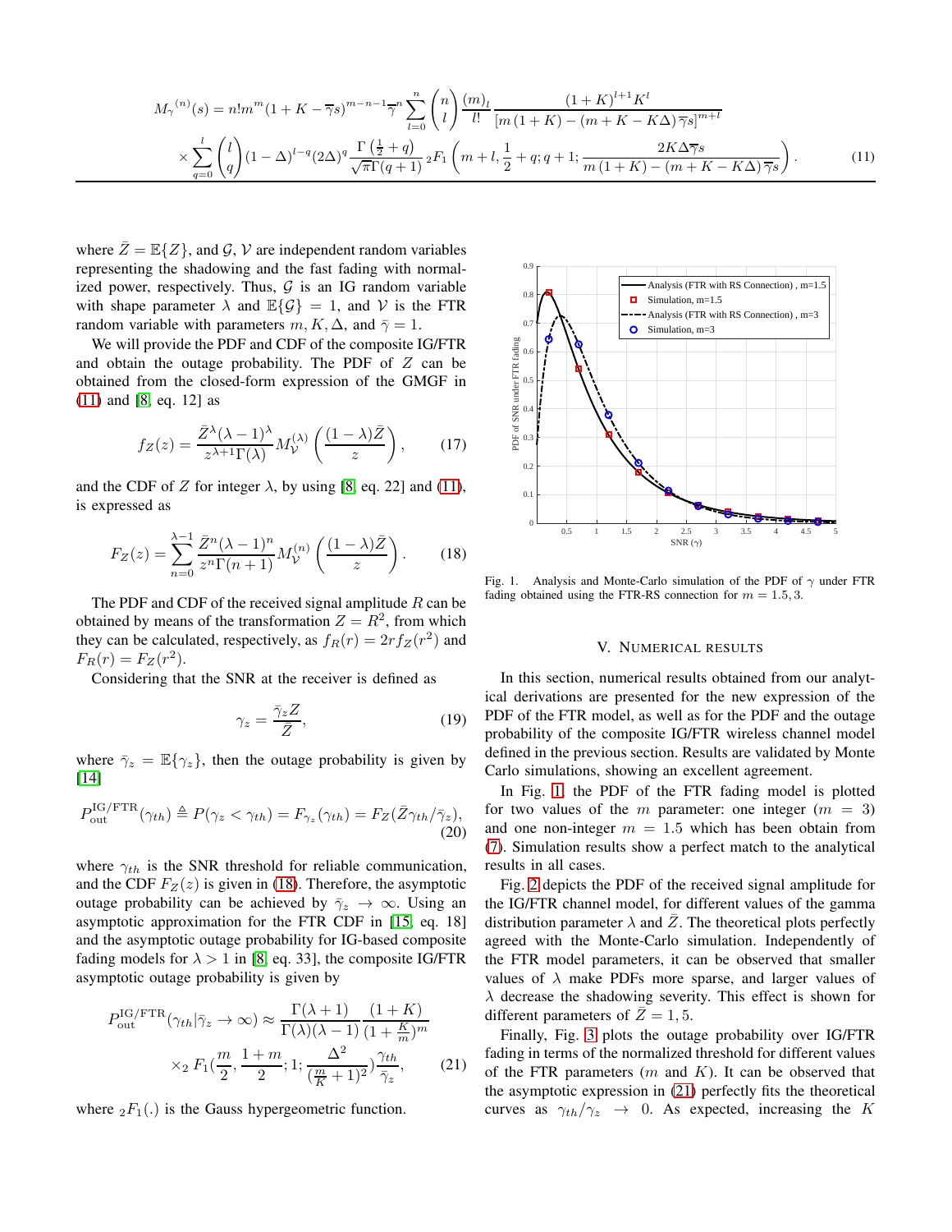$$M_{\gamma}^{(n)}(s) = n! m^m (1+K-\overline{\gamma}s)^{m-n-1} \overline{\gamma}^n \sum_{l=0}^{n} \binom{n}{l} \frac{(m)_l}{l!} \frac{(1+K)^{l+1} K^l}{[m(1+K) - (m+K-K\Delta)\overline{\gamma}s]^{m+l}}$$
$$\times \sum_{q=0}^{l} \binom{l}{q} (1-\Delta)^{l-q} (2\Delta)^q \frac{\Gamma\left(\frac{1}{2}+q\right)}{\sqrt{\pi}\Gamma(q+1)} {}_2F_1\left(m+l, \frac{1}{2}+q; q+1; \frac{2K\Delta\overline{\gamma}s}{m(1+K)-(m+K-K\Delta)\overline{\gamma}s}\right). \tag{11}$$

where $\bar{Z} = \mathbb{E}\{Z\}$, and $\mathcal{G}$, $\mathcal{V}$ are independent random variables representing the shadowing and the fast fading with normalized power, respectively. Thus, $\mathcal{G}$ is an IG random variable with shape parameter $\lambda$ and $\mathbb{E}\{\mathcal{G}\} = 1$, and $\mathcal{V}$ is the FTR random variable with parameters $m, K, \Delta$, and $\bar{\gamma} = 1$.

We will provide the PDF and CDF of the composite IG/FTR and obtain the outage probability. The PDF of $Z$ can be obtained from the closed-form expression of the GMGF in (11) and [8, eq. 12] as

$$f_Z(z) = \frac{\bar{Z}^{\lambda}(\lambda-1)^{\lambda}}{z^{\lambda+1}\Gamma(\lambda)} M_{\mathcal{V}}^{(\lambda)}\left(\frac{(1-\lambda)\bar{Z}}{z}\right), \tag{17}$$

and the CDF of $Z$ for integer $\lambda$, by using [8, eq. 22] and (11), is expressed as

$$F_Z(z) = \sum_{n=0}^{\lambda-1} \frac{\bar{Z}^n(\lambda-1)^n}{z^n\Gamma(n+1)} M_{\mathcal{V}}^{(n)}\left(\frac{(1-\lambda)\bar{Z}}{z}\right). \tag{18}$$

The PDF and CDF of the received signal amplitude $R$ can be obtained by means of the transformation $Z = R^2$, from which they can be calculated, respectively, as $f_R(r) = 2rf_Z(r^2)$ and $F_R(r) = F_Z(r^2)$.

Considering that the SNR at the receiver is defined as

$$\gamma_z = \frac{\bar{\gamma}_z Z}{\bar{Z}}, \tag{19}$$

where $\bar{\gamma}_z = \mathbb{E}\{\gamma_z\}$, then the outage probability is given by [14]

$$P_{\text{out}}^{\text{IG/FTR}}(\gamma_{th}) \triangleq P(\gamma_z < \gamma_{th}) = F_{\gamma_z}(\gamma_{th}) = F_Z(\bar{Z}\gamma_{th}/\bar{\gamma}_z), \tag{20}$$

where $\gamma_{th}$ is the SNR threshold for reliable communication, and the CDF $F_Z(z)$ is given in (18). Therefore, the asymptotic outage probability can be achieved by $\bar{\gamma}_z \to \infty$. Using an asymptotic approximation for the FTR CDF in [15, eq. 18] and the asymptotic outage probability for IG-based composite fading models for $\lambda > 1$ in [8, eq. 33], the composite IG/FTR asymptotic outage probability is given by

$$P_{\text{out}}^{\text{IG/FTR}}(\gamma_{th}|\bar{\gamma}_z \to \infty) \approx \frac{\Gamma(\lambda+1)}{\Gamma(\lambda)(\lambda-1)} \frac{(1+K)}{(1+\frac{K}{m})^m}$$
$$\times {}_2F_1\left(\frac{m}{2}, \frac{1+m}{2}; 1; \frac{\Delta^2}{(\frac{m}{K}+1)^2}\right)\frac{\gamma_{th}}{\bar{\gamma}_z}, \tag{21}$$

where ${}_2F_1(.)$ is the Gauss hypergeometric function.

Fig. 1. Analysis and Monte-Carlo simulation of the PDF of $\gamma$ under FTR fading obtained using the FTR-RS connection for $m = 1.5, 3$.

## V. Numerical results

In this section, numerical results obtained from our analytical derivations are presented for the new expression of the PDF of the FTR model, as well as for the PDF and the outage probability of the composite IG/FTR wireless channel model defined in the previous section. Results are validated by Monte Carlo simulations, showing an excellent agreement.

In Fig. 1, the PDF of the FTR fading model is plotted for two values of the $m$ parameter: one integer ($m = 3$) and one non-integer $m = 1.5$ which has been obtain from (7). Simulation results show a perfect match to the analytical results in all cases.

Fig. 2 depicts the PDF of the received signal amplitude for the IG/FTR channel model, for different values of the gamma distribution parameter $\lambda$ and $\bar{Z}$. The theoretical plots perfectly agreed with the Monte-Carlo simulation. Independently of the FTR model parameters, it can be observed that smaller values of $\lambda$ make PDFs more sparse, and larger values of $\lambda$ decrease the shadowing severity. This effect is shown for different parameters of $\bar{Z} = 1, 5$.

Finally, Fig. 3 plots the outage probability over IG/FTR fading in terms of the normalized threshold for different values of the FTR parameters ($m$ and $K$). It can be observed that the asymptotic expression in (21) perfectly fits the theoretical curves as $\gamma_{th}/\gamma_z \to 0$. As expected, increasing the $K$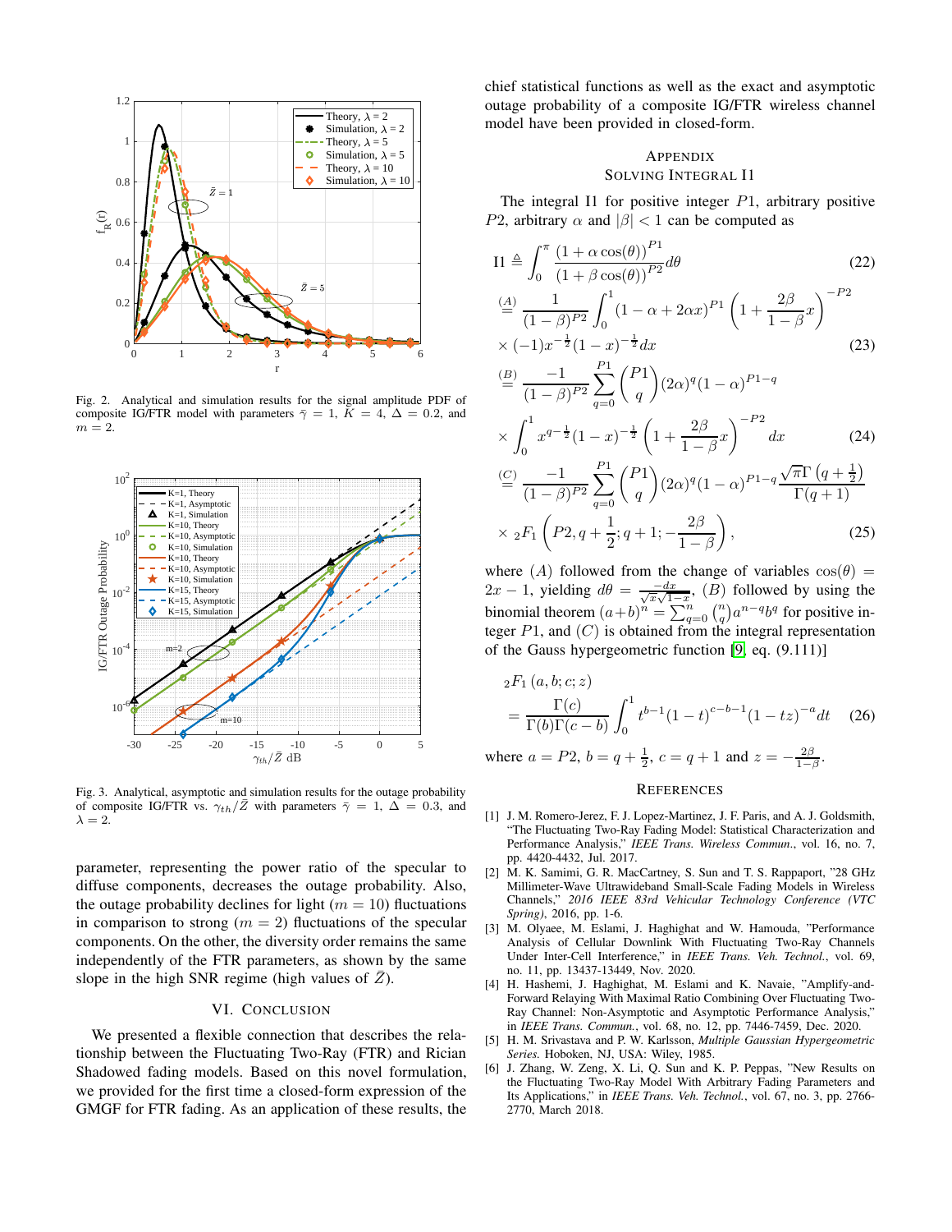Fig. 2. Analytical and simulation results for the signal amplitude PDF of composite IG/FTR model with parameters $\bar{\gamma} = 1$, $K = 4$, $\Delta = 0.2$, and $m = 2$.

Fig. 3. Analytical, asymptotic and simulation results for the outage probability of composite IG/FTR vs. $\gamma_{th}/\bar{Z}$ with parameters $\bar{\gamma} = 1$, $\Delta = 0.3$, and $\lambda = 2$.

parameter, representing the power ratio of the specular to diffuse components, decreases the outage probability. Also, the outage probability declines for light ($m = 10$) fluctuations in comparison to strong ($m = 2$) fluctuations of the specular components. On the other, the diversity order remains the same independently of the FTR parameters, as shown by the same slope in the high SNR regime (high values of $\bar{Z}$).

## VI. Conclusion

We presented a flexible connection that describes the relationship between the Fluctuating Two-Ray (FTR) and Rician Shadowed fading models. Based on this novel formulation, we provided for the first time a closed-form expression of the GMGF for FTR fading. As an application of these results, the chief statistical functions as well as the exact and asymptotic outage probability of a composite IG/FTR wireless channel model have been provided in closed-form.

## Appendix
## Solving Integral I1

The integral I1 for positive integer $P1$, arbitrary positive $P2$, arbitrary $\alpha$ and $|\beta| < 1$ can be computed as

$$\text{I1} \triangleq \int_0^{\pi} \frac{(1 + \alpha\cos(\theta))^{P1}}{(1 + \beta\cos(\theta))^{P2}} d\theta \tag{22}$$

$$\overset{(A)}{=} \frac{1}{(1-\beta)^{P2}} \int_0^1 (1 - \alpha + 2\alpha x)^{P1} \left(1 + \frac{2\beta}{1-\beta}x\right)^{-P2} \times (-1)x^{-\frac{1}{2}}(1-x)^{-\frac{1}{2}}dx \tag{23}$$

$$\overset{(B)}{=} \frac{-1}{(1-\beta)^{P2}} \sum_{q=0}^{P1} \binom{P1}{q} (2\alpha)^q (1-\alpha)^{P1-q} \times \int_0^1 x^{q-\frac{1}{2}}(1-x)^{-\frac{1}{2}} \left(1 + \frac{2\beta}{1-\beta}x\right)^{-P2} dx \tag{24}$$

$$\overset{(C)}{=} \frac{-1}{(1-\beta)^{P2}} \sum_{q=0}^{P1} \binom{P1}{q} (2\alpha)^q (1-\alpha)^{P1-q} \frac{\sqrt{\pi}\,\Gamma\left(q+\frac{1}{2}\right)}{\Gamma(q+1)} \times {}_2F_1\left(P2, q+\frac{1}{2}; q+1; -\frac{2\beta}{1-\beta}\right), \tag{25}$$

where $(A)$ followed from the change of variables $\cos(\theta) = 2x - 1$, yielding $d\theta = \frac{-dx}{\sqrt{x}\sqrt{1-x}}$, $(B)$ followed by using the binomial theorem $(a+b)^n = \sum_{q=0}^{n}\binom{n}{q}a^{n-q}b^q$ for positive integer $P1$, and $(C)$ is obtained from the integral representation of the Gauss hypergeometric function [9, eq. (9.111)]

$${}_2F_1(a, b; c; z) = \frac{\Gamma(c)}{\Gamma(b)\Gamma(c-b)} \int_0^1 t^{b-1}(1-t)^{c-b-1}(1-tz)^{-a}dt \tag{26}$$

where $a = P2$, $b = q + \frac{1}{2}$, $c = q + 1$ and $z = -\frac{2\beta}{1-\beta}$.

## References

[1] J. M. Romero-Jerez, F. J. Lopez-Martinez, J. F. Paris, and A. J. Goldsmith, "The Fluctuating Two-Ray Fading Model: Statistical Characterization and Performance Analysis," *IEEE Trans. Wireless Commun.*, vol. 16, no. 7, pp. 4420-4432, Jul. 2017.

[2] M. K. Samimi, G. R. MacCartney, S. Sun and T. S. Rappaport, "28 GHz Millimeter-Wave Ultrawideband Small-Scale Fading Models in Wireless Channels," *2016 IEEE 83rd Vehicular Technology Conference (VTC Spring)*, 2016, pp. 1-6.

[3] M. Olyaee, M. Eslami, J. Haghighat and W. Hamouda, "Performance Analysis of Cellular Downlink With Fluctuating Two-Ray Channels Under Inter-Cell Interference," in *IEEE Trans. Veh. Technol.*, vol. 69, no. 11, pp. 13437-13449, Nov. 2020.

[4] H. Hashemi, J. Haghighat, M. Eslami and K. Navaie, "Amplify-and-Forward Relaying With Maximal Ratio Combining Over Fluctuating Two-Ray Channel: Non-Asymptotic and Asymptotic Performance Analysis," in *IEEE Trans. Commun.*, vol. 68, no. 12, pp. 7446-7459, Dec. 2020.

[5] H. M. Srivastava and P. W. Karlsson, *Multiple Gaussian Hypergeometric Series.* Hoboken, NJ, USA: Wiley, 1985.

[6] J. Zhang, W. Zeng, X. Li, Q. Sun and K. P. Peppas, "New Results on the Fluctuating Two-Ray Model With Arbitrary Fading Parameters and Its Applications," in *IEEE Trans. Veh. Technol.*, vol. 67, no. 3, pp. 2766-2770, March 2018.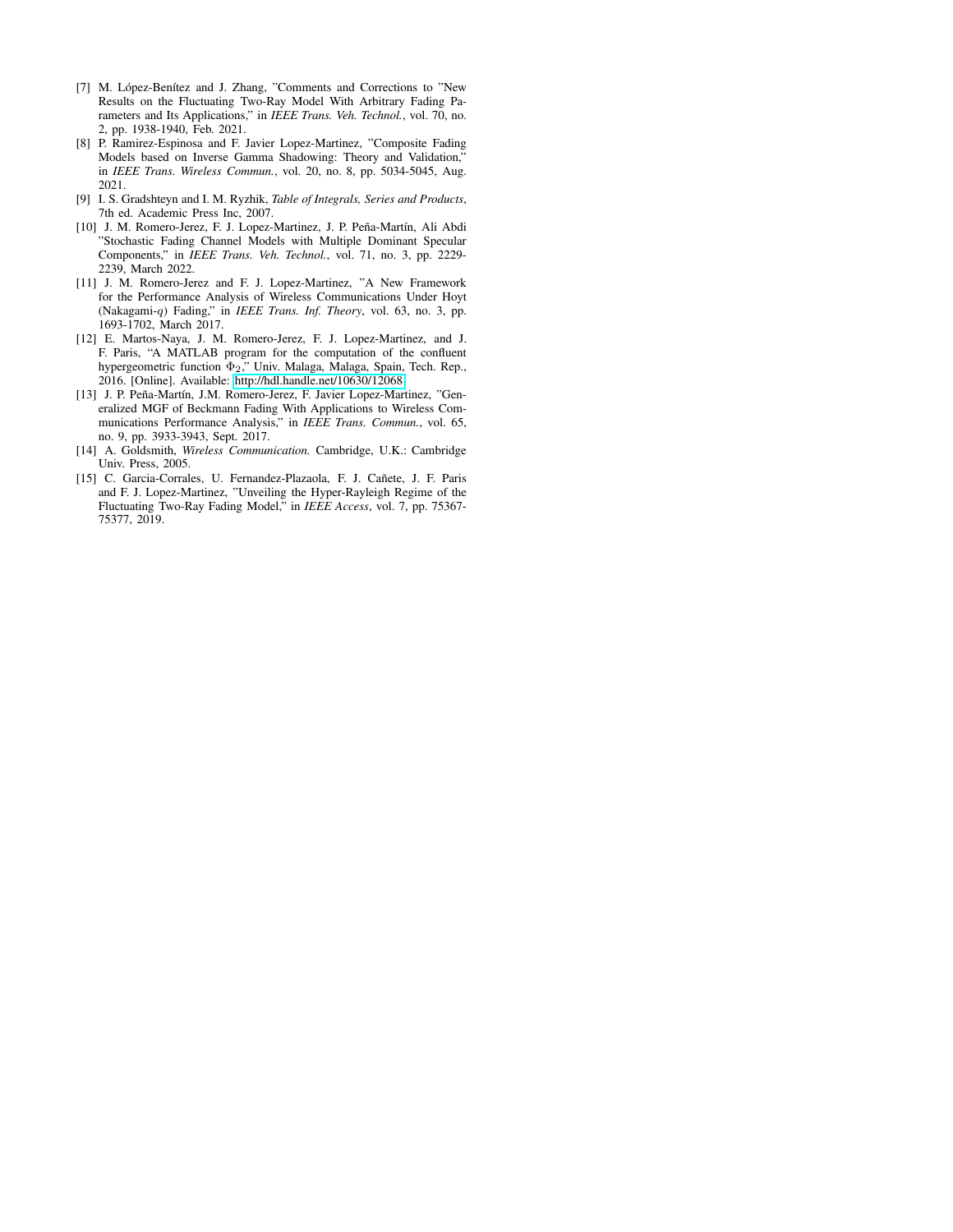[7] M. López-Benítez and J. Zhang, "Comments and Corrections to "New Results on the Fluctuating Two-Ray Model With Arbitrary Fading Parameters and Its Applications," in *IEEE Trans. Veh. Technol.*, vol. 70, no. 2, pp. 1938-1940, Feb. 2021.

[8] P. Ramirez-Espinosa and F. Javier Lopez-Martinez, "Composite Fading Models based on Inverse Gamma Shadowing: Theory and Validation," in *IEEE Trans. Wireless Commun.*, vol. 20, no. 8, pp. 5034-5045, Aug. 2021.

[9] I. S. Gradshteyn and I. M. Ryzhik, *Table of Integrals, Series and Products*, 7th ed. Academic Press Inc, 2007.

[10] J. M. Romero-Jerez, F. J. Lopez-Martinez, J. P. Peña-Martín, Ali Abdi "Stochastic Fading Channel Models with Multiple Dominant Specular Components," in *IEEE Trans. Veh. Technol.*, vol. 71, no. 3, pp. 2229-2239, March 2022.

[11] J. M. Romero-Jerez and F. J. Lopez-Martinez, "A New Framework for the Performance Analysis of Wireless Communications Under Hoyt (Nakagami-$q$) Fading," in *IEEE Trans. Inf. Theory*, vol. 63, no. 3, pp. 1693-1702, March 2017.

[12] E. Martos-Naya, J. M. Romero-Jerez, F. J. Lopez-Martinez, and J. F. Paris, "A MATLAB program for the computation of the confluent hypergeometric function $\Phi_2$," Univ. Malaga, Malaga, Spain, Tech. Rep., 2016. [Online]. Available: http://hdl.handle.net/10630/12068

[13] J. P. Peña-Martín, J.M. Romero-Jerez, F. Javier Lopez-Martinez, "Generalized MGF of Beckmann Fading With Applications to Wireless Communications Performance Analysis," in *IEEE Trans. Commun.*, vol. 65, no. 9, pp. 3933-3943, Sept. 2017.

[14] A. Goldsmith, *Wireless Communication.* Cambridge, U.K.: Cambridge Univ. Press, 2005.

[15] C. Garcia-Corrales, U. Fernandez-Plazaola, F. J. Cañete, J. F. Paris and F. J. Lopez-Martinez, "Unveiling the Hyper-Rayleigh Regime of the Fluctuating Two-Ray Fading Model," in *IEEE Access*, vol. 7, pp. 75367-75377, 2019.